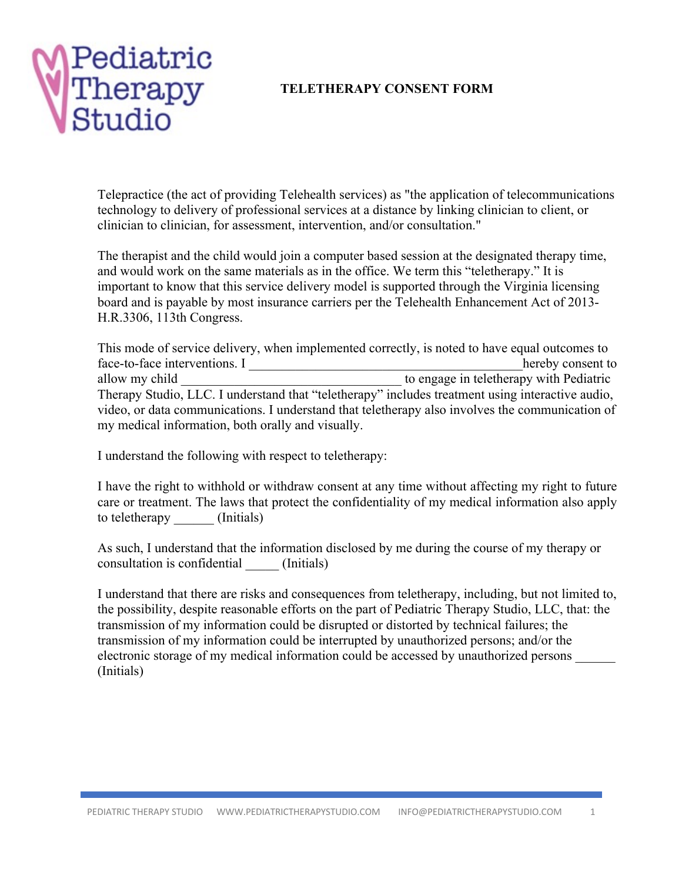Pediatric Therapy Studio

# TELETHERAPY CONSENT FORM

Telepractice (the act of providing Telehealth services) as "the application of telecommunications technology to delivery of professional services at a distance by linking clinician to client, or clinician to clinician, for assessment, intervention, and/or consultation."

The therapist and the child would join a computer based session at the designated therapy time, and would work on the same materials as in the office. We term this "teletherapy." It is important to know that this service delivery model is supported through the Virginia licensing board and is payable by most insurance carriers per the Telehealth Enhancement Act of 2013-H.R.3306, 113th Congress.

This mode of service delivery, when implemented correctly, is noted to have equal outcomes to face-to-face interventions. I __________________________________________hereby consent to allow my child ________________________________ to engage in teletherapy with Pediatric Therapy Studio, LLC. I understand that "teletherapy" includes treatment using interactive audio, video, or data communications. I understand that teletherapy also involves the communication of my medical information, both orally and visually.

I understand the following with respect to teletherapy:

I have the right to withhold or withdraw consent at any time without affecting my right to future care or treatment. The laws that protect the confidentiality of my medical information also apply to teletherapy ______ (Initials)

As such, I understand that the information disclosed by me during the course of my therapy or consultation is confidential _____ (Initials)

I understand that there are risks and consequences from teletherapy, including, but not limited to, the possibility, despite reasonable efforts on the part of Pediatric Therapy Studio, LLC, that: the transmission of my information could be disrupted or distorted by technical failures; the transmission of my information could be interrupted by unauthorized persons; and/or the electronic storage of my medical information could be accessed by unauthorized persons ______ (Initials)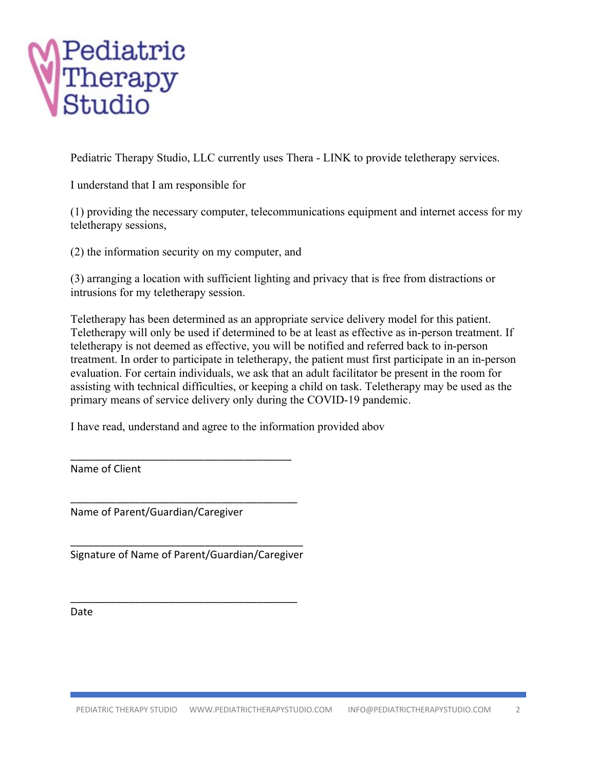Pediatric Therapy Studio

Pediatric Therapy Studio, LLC currently uses Thera - LINK to provide teletherapy services.

I understand that I am responsible for

(1) providing the necessary computer, telecommunications equipment and internet access for my teletherapy sessions,

(2) the information security on my computer, and

(3) arranging a location with sufficient lighting and privacy that is free from distractions or intrusions for my teletherapy session.

Teletherapy has been determined as an appropriate service delivery model for this patient. Teletherapy will only be used if determined to be at least as effective as in-person treatment. If teletherapy is not deemed as effective, you will be notified and referred back to in-person treatment. In order to participate in teletherapy, the patient must first participate in an in-person evaluation. For certain individuals, we ask that an adult facilitator be present in the room for assisting with technical difficulties, or keeping a child on task. Teletherapy may be used as the primary means of service delivery only during the COVID-19 pandemic.

I have read, understand and agree to the information provided abov

\_\_\_\_\_\_\_\_\_\_\_\_\_\_\_\_\_\_\_\_\_\_\_\_\_\_\_\_\_\_\_\_\_\_\_\_\_\_\_\_
Name of Client

\_\_\_\_\_\_\_\_\_\_\_\_\_\_\_\_\_\_\_\_\_\_\_\_\_\_\_\_\_\_\_\_\_\_\_\_\_\_\_\_
Name of Parent/Guardian/Caregiver

\_\_\_\_\_\_\_\_\_\_\_\_\_\_\_\_\_\_\_\_\_\_\_\_\_\_\_\_\_\_\_\_\_\_\_\_\_\_\_\_
Signature of Name of Parent/Guardian/Caregiver

\_\_\_\_\_\_\_\_\_\_\_\_\_\_\_\_\_\_\_\_\_\_\_\_\_\_\_\_\_\_\_\_\_\_\_\_\_\_\_\_
Date